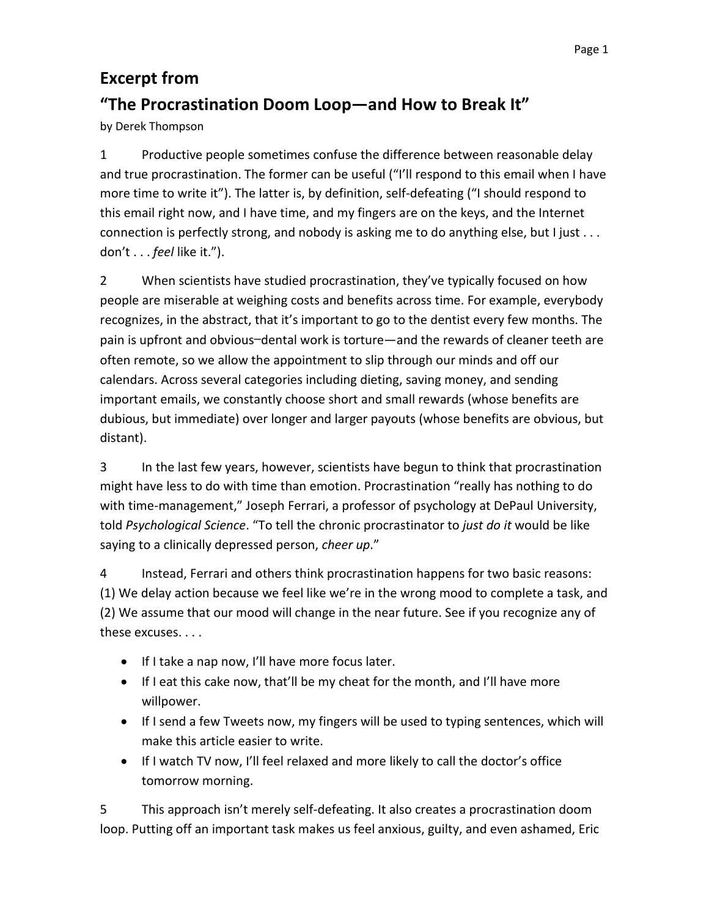# Excerpt from

# "The Procrastination Doom Loop—and How to Break It"

by Derek Thompson

1 Productive people sometimes confuse the difference between reasonable delay and true procrastination. The former can be useful ("I'll respond to this email when I have more time to write it"). The latter is, by definition, self-defeating ("I should respond to this email right now, and I have time, and my fingers are on the keys, and the Internet connection is perfectly strong, and nobody is asking me to do anything else, but I just . . . don't . . . *feel* like it.").

2 When scientists have studied procrastination, they've typically focused on how people are miserable at weighing costs and benefits across time. For example, everybody recognizes, in the abstract, that it's important to go to the dentist every few months. The pain is upfront and obvious–dental work is torture—and the rewards of cleaner teeth are often remote, so we allow the appointment to slip through our minds and off our calendars. Across several categories including dieting, saving money, and sending important emails, we constantly choose short and small rewards (whose benefits are dubious, but immediate) over longer and larger payouts (whose benefits are obvious, but distant).

3 In the last few years, however, scientists have begun to think that procrastination might have less to do with time than emotion. Procrastination "really has nothing to do with time-management," Joseph Ferrari, a professor of psychology at DePaul University, told *Psychological Science*. "To tell the chronic procrastinator to *just do it* would be like saying to a clinically depressed person, *cheer up*."

4 Instead, Ferrari and others think procrastination happens for two basic reasons: (1) We delay action because we feel like we're in the wrong mood to complete a task, and (2) We assume that our mood will change in the near future. See if you recognize any of these excuses. . . .

- If I take a nap now, I'll have more focus later.
- If I eat this cake now, that'll be my cheat for the month, and I'll have more willpower.
- If I send a few Tweets now, my fingers will be used to typing sentences, which will make this article easier to write.
- If I watch TV now, I'll feel relaxed and more likely to call the doctor's office tomorrow morning.

5 This approach isn't merely self-defeating. It also creates a procrastination doom loop. Putting off an important task makes us feel anxious, guilty, and even ashamed, Eric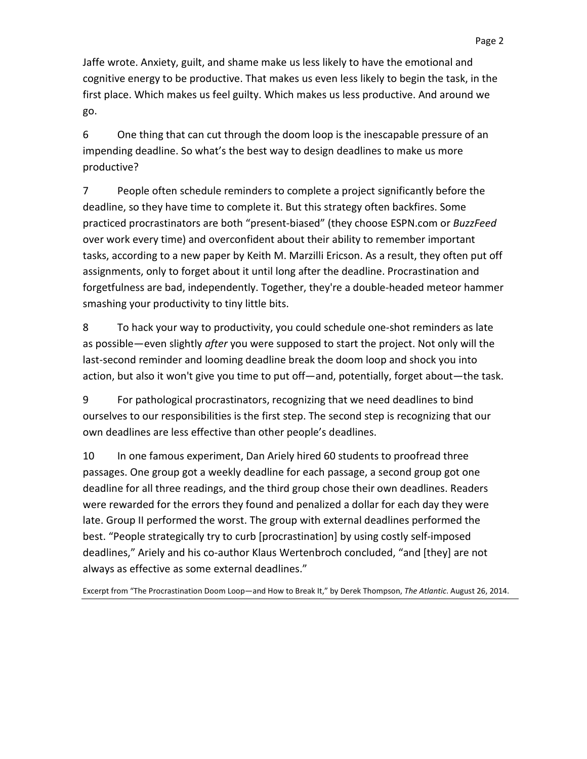Jaffe wrote. Anxiety, guilt, and shame make us less likely to have the emotional and cognitive energy to be productive. That makes us even less likely to begin the task, in the first place. Which makes us feel guilty. Which makes us less productive. And around we go.

6 One thing that can cut through the doom loop is the inescapable pressure of an impending deadline. So what's the best way to design deadlines to make us more productive?

7 People often schedule reminders to complete a project significantly before the deadline, so they have time to complete it. But this strategy often backfires. Some practiced procrastinators are both "present-biased" (they choose ESPN.com or *BuzzFeed* over work every time) and overconfident about their ability to remember important tasks, according to a new paper by Keith M. Marzilli Ericson. As a result, they often put off assignments, only to forget about it until long after the deadline. Procrastination and forgetfulness are bad, independently. Together, they're a double-headed meteor hammer smashing your productivity to tiny little bits.

8 To hack your way to productivity, you could schedule one-shot reminders as late as possible—even slightly *after* you were supposed to start the project. Not only will the last-second reminder and looming deadline break the doom loop and shock you into action, but also it won't give you time to put off—and, potentially, forget about—the task.

9 For pathological procrastinators, recognizing that we need deadlines to bind ourselves to our responsibilities is the first step. The second step is recognizing that our own deadlines are less effective than other people's deadlines.

10 In one famous experiment, Dan Ariely hired 60 students to proofread three passages. One group got a weekly deadline for each passage, a second group got one deadline for all three readings, and the third group chose their own deadlines. Readers were rewarded for the errors they found and penalized a dollar for each day they were late. Group II performed the worst. The group with external deadlines performed the best. "People strategically try to curb [procrastination] by using costly self-imposed deadlines," Ariely and his co-author Klaus Wertenbroch concluded, "and [they] are not always as effective as some external deadlines."

Excerpt from "The Procrastination Doom Loop—and How to Break It," by Derek Thompson, *The Atlantic*. August 26, 2014.